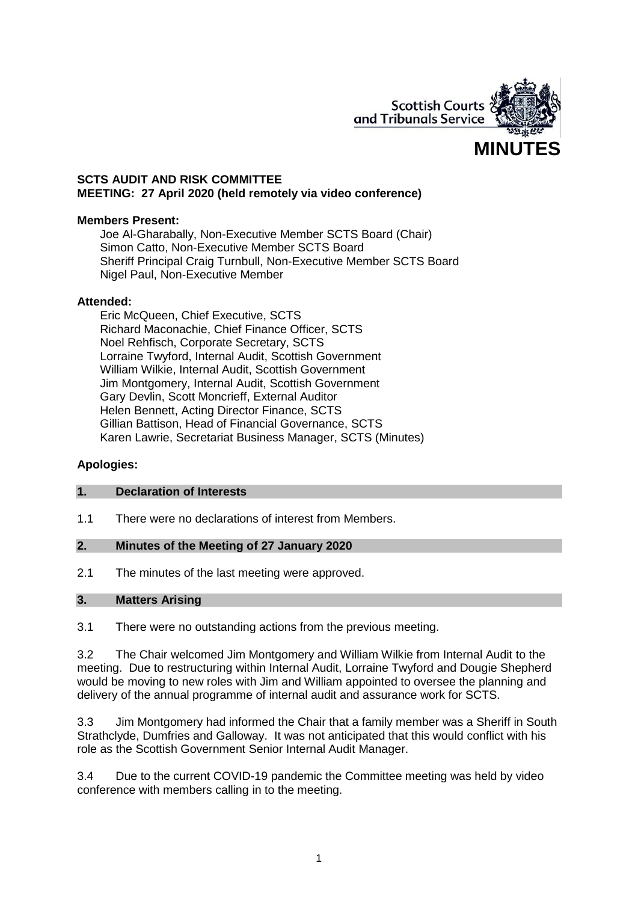Scottish Courts and Tribunals Service

# MINUTES

**SCTS AUDIT AND RISK COMMITTEE**
**MEETING: 27 April 2020 (held remotely via video conference)**

**Members Present:**

Joe Al-Gharabally, Non-Executive Member SCTS Board (Chair)
Simon Catto, Non-Executive Member SCTS Board
Sheriff Principal Craig Turnbull, Non-Executive Member SCTS Board
Nigel Paul, Non-Executive Member

**Attended:**

Eric McQueen, Chief Executive, SCTS
Richard Maconachie, Chief Finance Officer, SCTS
Noel Rehfisch, Corporate Secretary, SCTS
Lorraine Twyford, Internal Audit, Scottish Government
William Wilkie, Internal Audit, Scottish Government
Jim Montgomery, Internal Audit, Scottish Government
Gary Devlin, Scott Moncrieff, External Auditor
Helen Bennett, Acting Director Finance, SCTS
Gillian Battison, Head of Financial Governance, SCTS
Karen Lawrie, Secretariat Business Manager, SCTS (Minutes)

**Apologies:**

## 1. Declaration of Interests

1.1 There were no declarations of interest from Members.

## 2. Minutes of the Meeting of 27 January 2020

2.1 The minutes of the last meeting were approved.

## 3. Matters Arising

3.1 There were no outstanding actions from the previous meeting.

3.2 The Chair welcomed Jim Montgomery and William Wilkie from Internal Audit to the meeting. Due to restructuring within Internal Audit, Lorraine Twyford and Dougie Shepherd would be moving to new roles with Jim and William appointed to oversee the planning and delivery of the annual programme of internal audit and assurance work for SCTS.

3.3 Jim Montgomery had informed the Chair that a family member was a Sheriff in South Strathclyde, Dumfries and Galloway. It was not anticipated that this would conflict with his role as the Scottish Government Senior Internal Audit Manager.

3.4 Due to the current COVID-19 pandemic the Committee meeting was held by video conference with members calling in to the meeting.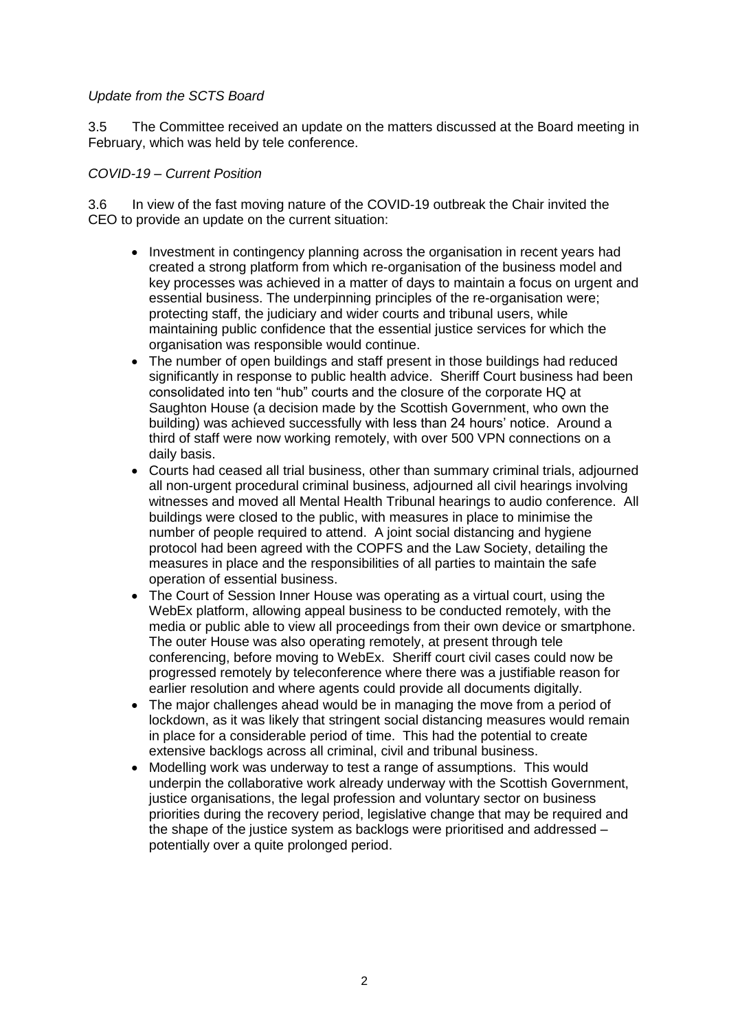*Update from the SCTS Board*

3.5 The Committee received an update on the matters discussed at the Board meeting in February, which was held by tele conference.

*COVID-19 – Current Position*

3.6 In view of the fast moving nature of the COVID-19 outbreak the Chair invited the CEO to provide an update on the current situation:

- Investment in contingency planning across the organisation in recent years had created a strong platform from which re-organisation of the business model and key processes was achieved in a matter of days to maintain a focus on urgent and essential business. The underpinning principles of the re-organisation were; protecting staff, the judiciary and wider courts and tribunal users, while maintaining public confidence that the essential justice services for which the organisation was responsible would continue.
- The number of open buildings and staff present in those buildings had reduced significantly in response to public health advice. Sheriff Court business had been consolidated into ten "hub" courts and the closure of the corporate HQ at Saughton House (a decision made by the Scottish Government, who own the building) was achieved successfully with less than 24 hours' notice. Around a third of staff were now working remotely, with over 500 VPN connections on a daily basis.
- Courts had ceased all trial business, other than summary criminal trials, adjourned all non-urgent procedural criminal business, adjourned all civil hearings involving witnesses and moved all Mental Health Tribunal hearings to audio conference. All buildings were closed to the public, with measures in place to minimise the number of people required to attend. A joint social distancing and hygiene protocol had been agreed with the COPFS and the Law Society, detailing the measures in place and the responsibilities of all parties to maintain the safe operation of essential business.
- The Court of Session Inner House was operating as a virtual court, using the WebEx platform, allowing appeal business to be conducted remotely, with the media or public able to view all proceedings from their own device or smartphone. The outer House was also operating remotely, at present through tele conferencing, before moving to WebEx. Sheriff court civil cases could now be progressed remotely by teleconference where there was a justifiable reason for earlier resolution and where agents could provide all documents digitally.
- The major challenges ahead would be in managing the move from a period of lockdown, as it was likely that stringent social distancing measures would remain in place for a considerable period of time. This had the potential to create extensive backlogs across all criminal, civil and tribunal business.
- Modelling work was underway to test a range of assumptions. This would underpin the collaborative work already underway with the Scottish Government, justice organisations, the legal profession and voluntary sector on business priorities during the recovery period, legislative change that may be required and the shape of the justice system as backlogs were prioritised and addressed – potentially over a quite prolonged period.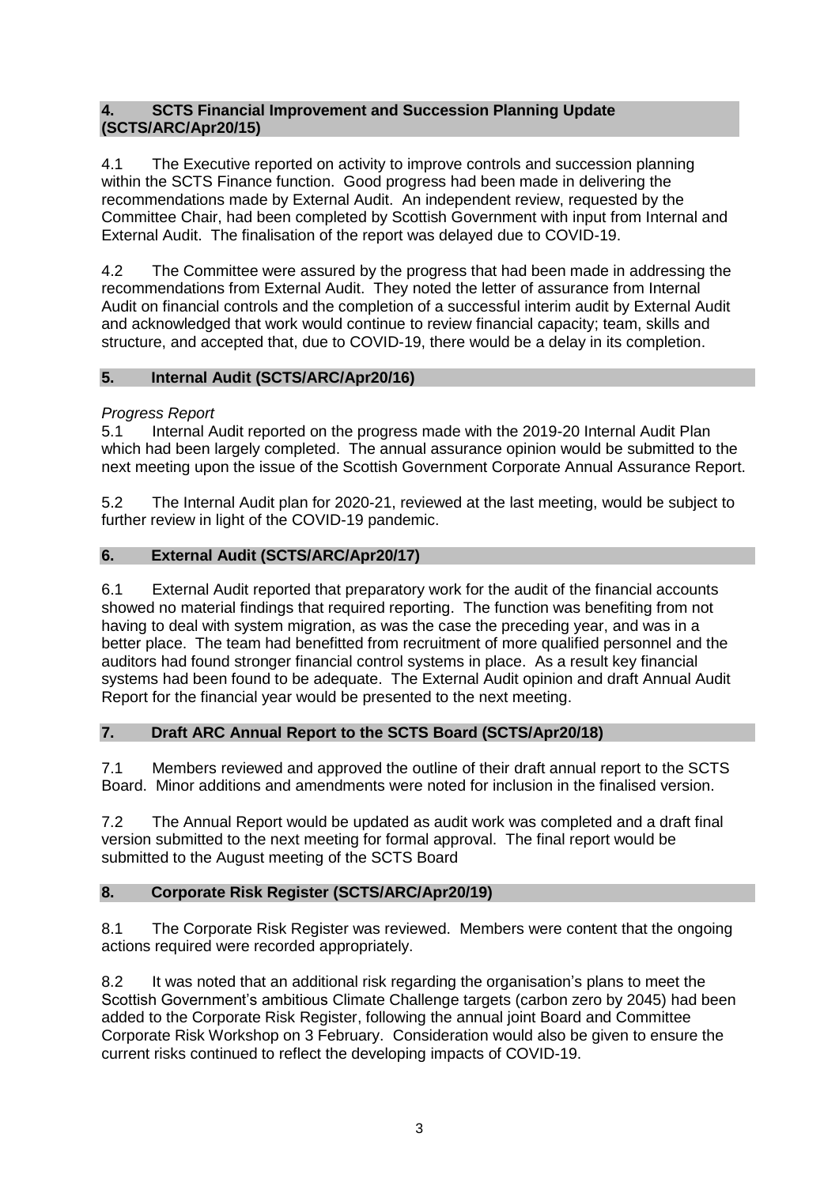## 4. SCTS Financial Improvement and Succession Planning Update (SCTS/ARC/Apr20/15)

4.1 The Executive reported on activity to improve controls and succession planning within the SCTS Finance function. Good progress had been made in delivering the recommendations made by External Audit. An independent review, requested by the Committee Chair, had been completed by Scottish Government with input from Internal and External Audit. The finalisation of the report was delayed due to COVID-19.

4.2 The Committee were assured by the progress that had been made in addressing the recommendations from External Audit. They noted the letter of assurance from Internal Audit on financial controls and the completion of a successful interim audit by External Audit and acknowledged that work would continue to review financial capacity; team, skills and structure, and accepted that, due to COVID-19, there would be a delay in its completion.

## 5. Internal Audit (SCTS/ARC/Apr20/16)

*Progress Report*

5.1 Internal Audit reported on the progress made with the 2019-20 Internal Audit Plan which had been largely completed. The annual assurance opinion would be submitted to the next meeting upon the issue of the Scottish Government Corporate Annual Assurance Report.

5.2 The Internal Audit plan for 2020-21, reviewed at the last meeting, would be subject to further review in light of the COVID-19 pandemic.

## 6. External Audit (SCTS/ARC/Apr20/17)

6.1 External Audit reported that preparatory work for the audit of the financial accounts showed no material findings that required reporting. The function was benefiting from not having to deal with system migration, as was the case the preceding year, and was in a better place. The team had benefitted from recruitment of more qualified personnel and the auditors had found stronger financial control systems in place. As a result key financial systems had been found to be adequate. The External Audit opinion and draft Annual Audit Report for the financial year would be presented to the next meeting.

## 7. Draft ARC Annual Report to the SCTS Board (SCTS/Apr20/18)

7.1 Members reviewed and approved the outline of their draft annual report to the SCTS Board. Minor additions and amendments were noted for inclusion in the finalised version.

7.2 The Annual Report would be updated as audit work was completed and a draft final version submitted to the next meeting for formal approval. The final report would be submitted to the August meeting of the SCTS Board

## 8. Corporate Risk Register (SCTS/ARC/Apr20/19)

8.1 The Corporate Risk Register was reviewed. Members were content that the ongoing actions required were recorded appropriately.

8.2 It was noted that an additional risk regarding the organisation's plans to meet the Scottish Government's ambitious Climate Challenge targets (carbon zero by 2045) had been added to the Corporate Risk Register, following the annual joint Board and Committee Corporate Risk Workshop on 3 February. Consideration would also be given to ensure the current risks continued to reflect the developing impacts of COVID-19.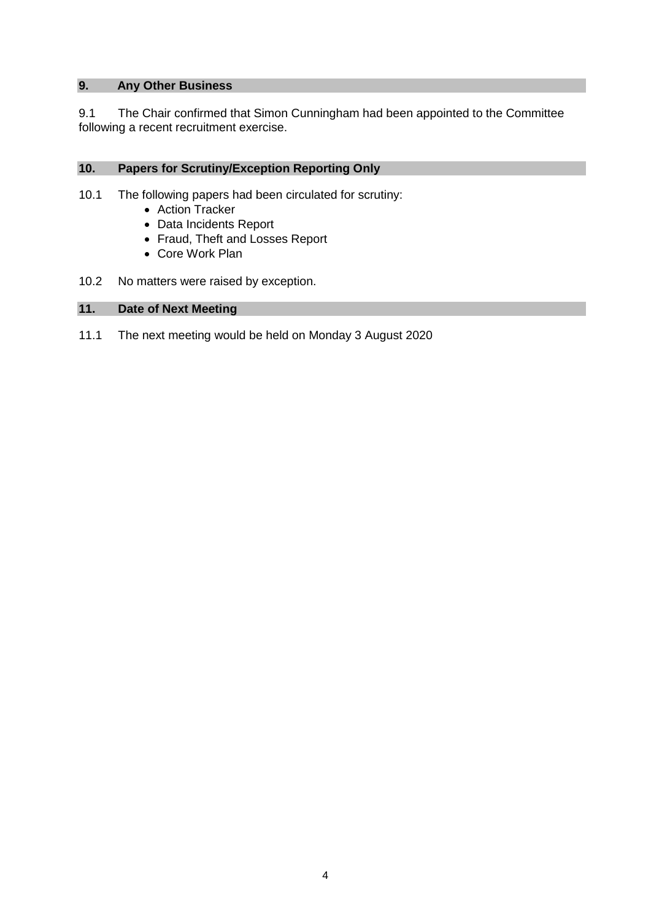## 9. Any Other Business

9.1 The Chair confirmed that Simon Cunningham had been appointed to the Committee following a recent recruitment exercise.

## 10. Papers for Scrutiny/Exception Reporting Only

10.1 The following papers had been circulated for scrutiny:

- Action Tracker
- Data Incidents Report
- Fraud, Theft and Losses Report
- Core Work Plan

10.2 No matters were raised by exception.

## 11. Date of Next Meeting

11.1 The next meeting would be held on Monday 3 August 2020